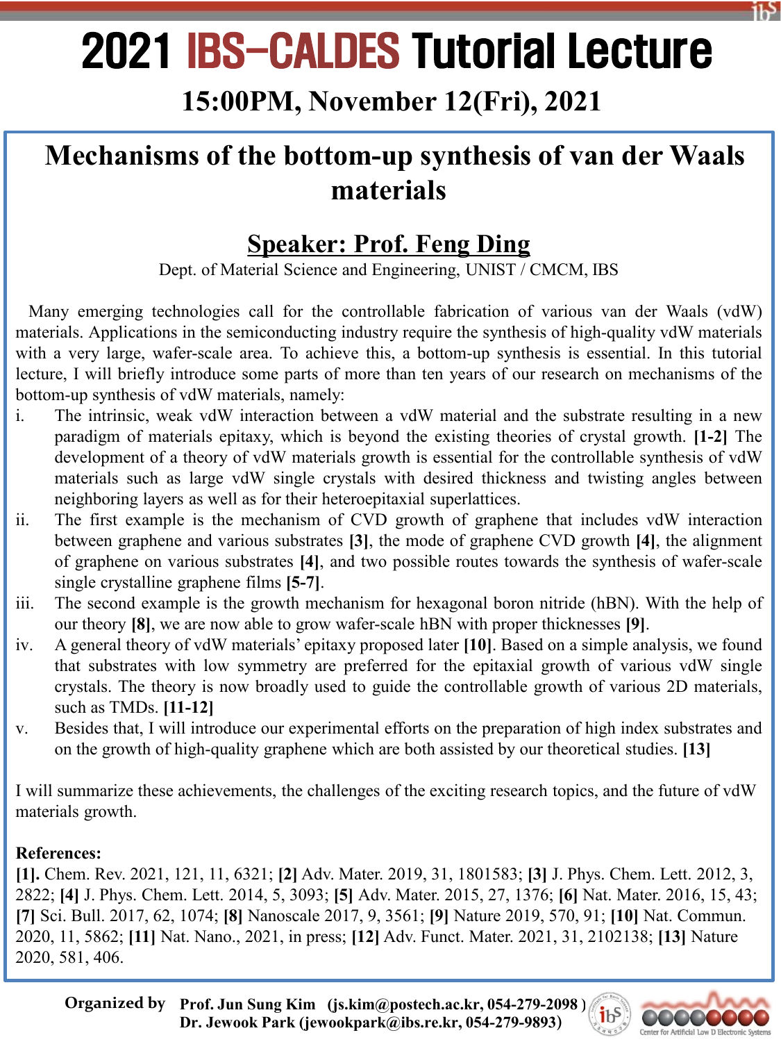# 2021 IBS-CALDES Tutorial Lecture

## 15:00PM, November 12(Fri), 2021

## Mechanisms of the bottom-up synthesis of van der Waals materials

### Speaker: Prof. Feng Ding

Dept. of Material Science and Engineering, UNIST / CMCM, IBS

Many emerging technologies call for the controllable fabrication of various van der Waals (vdW) materials. Applications in the semiconducting industry require the synthesis of high-quality vdW materials with a very large, wafer-scale area. To achieve this, a bottom-up synthesis is essential. In this tutorial lecture, I will briefly introduce some parts of more than ten years of our research on mechanisms of the bottom-up synthesis of vdW materials, namely:

i. The intrinsic, weak vdW interaction between a vdW material and the substrate resulting in a new paradigm of materials epitaxy, which is beyond the existing theories of crystal growth. **[1-2]** The development of a theory of vdW materials growth is essential for the controllable synthesis of vdW materials such as large vdW single crystals with desired thickness and twisting angles between neighboring layers as well as for their heteroepitaxial superlattices.

ii. The first example is the mechanism of CVD growth of graphene that includes vdW interaction between graphene and various substrates **[3]**, the mode of graphene CVD growth **[4]**, the alignment of graphene on various substrates **[4]**, and two possible routes towards the synthesis of wafer-scale single crystalline graphene films **[5-7]**.

iii. The second example is the growth mechanism for hexagonal boron nitride (hBN). With the help of our theory **[8]**, we are now able to grow wafer-scale hBN with proper thicknesses **[9]**.

iv. A general theory of vdW materials' epitaxy proposed later **[10]**. Based on a simple analysis, we found that substrates with low symmetry are preferred for the epitaxial growth of various vdW single crystals. The theory is now broadly used to guide the controllable growth of various 2D materials, such as TMDs. **[11-12]**

v. Besides that, I will introduce our experimental efforts on the preparation of high index substrates and on the growth of high-quality graphene which are both assisted by our theoretical studies. **[13]**

I will summarize these achievements, the challenges of the exciting research topics, and the future of vdW materials growth.

**References:**

**[1].** Chem. Rev. 2021, 121, 11, 6321; **[2]** Adv. Mater. 2019, 31, 1801583; **[3]** J. Phys. Chem. Lett. 2012, 3, 2822; **[4]** J. Phys. Chem. Lett. 2014, 5, 3093; **[5]** Adv. Mater. 2015, 27, 1376; **[6]** Nat. Mater. 2016, 15, 43; **[7]** Sci. Bull. 2017, 62, 1074; **[8]** Nanoscale 2017, 9, 3561; **[9]** Nature 2019, 570, 91; **[10]** Nat. Commun. 2020, 11, 5862; **[11]** Nat. Nano., 2021, in press; **[12]** Adv. Funct. Mater. 2021, 31, 2102138; **[13]** Nature 2020, 581, 406.

**Organized by** **Prof. Jun Sung Kim (js.kim@postech.ac.kr, 054-279-2098)**
**Dr. Jewook Park (jewookpark@ibs.re.kr, 054-279-9893)**

Center for Artificial Low D Electronic Systems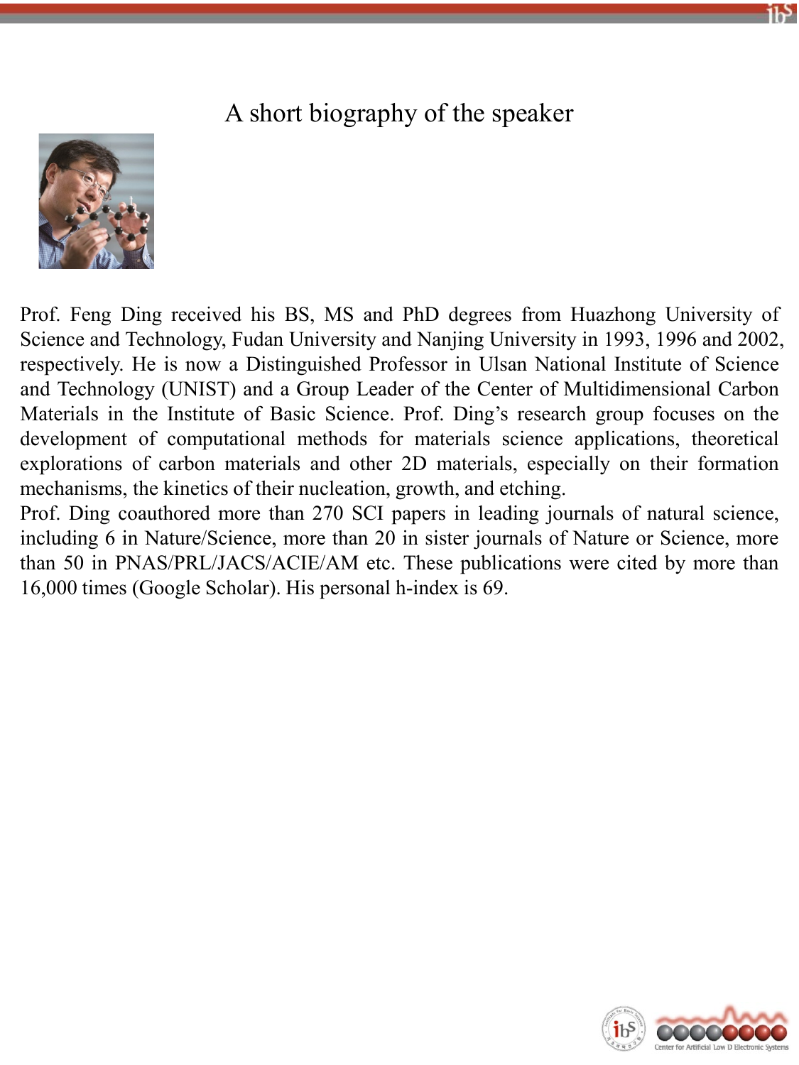# A short biography of the speaker

Prof. Feng Ding received his BS, MS and PhD degrees from Huazhong University of Science and Technology, Fudan University and Nanjing University in 1993, 1996 and 2002, respectively. He is now a Distinguished Professor in Ulsan National Institute of Science and Technology (UNIST) and a Group Leader of the Center of Multidimensional Carbon Materials in the Institute of Basic Science. Prof. Ding's research group focuses on the development of computational methods for materials science applications, theoretical explorations of carbon materials and other 2D materials, especially on their formation mechanisms, the kinetics of their nucleation, growth, and etching.

Prof. Ding coauthored more than 270 SCI papers in leading journals of natural science, including 6 in Nature/Science, more than 20 in sister journals of Nature or Science, more than 50 in PNAS/PRL/JACS/ACIE/AM etc. These publications were cited by more than 16,000 times (Google Scholar). His personal h-index is 69.